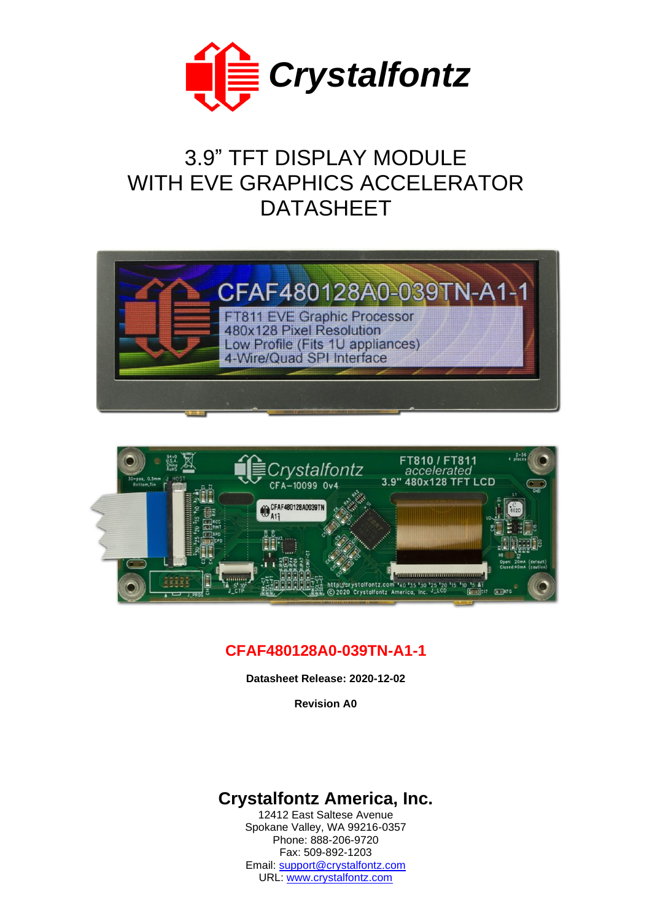# Crystalfontz

# 3.9" TFT DISPLAY MODULE WITH EVE GRAPHICS ACCELERATOR DATASHEET

**CFAF480128A0-039TN-A1-1**

**Datasheet Release: 2020-12-02**

**Revision A0**

## Crystalfontz America, Inc.

12412 East Saltese Avenue
Spokane Valley, WA 99216-0357
Phone: 888-206-9720
Fax: 509-892-1203
Email: support@crystalfontz.com
URL: www.crystalfontz.com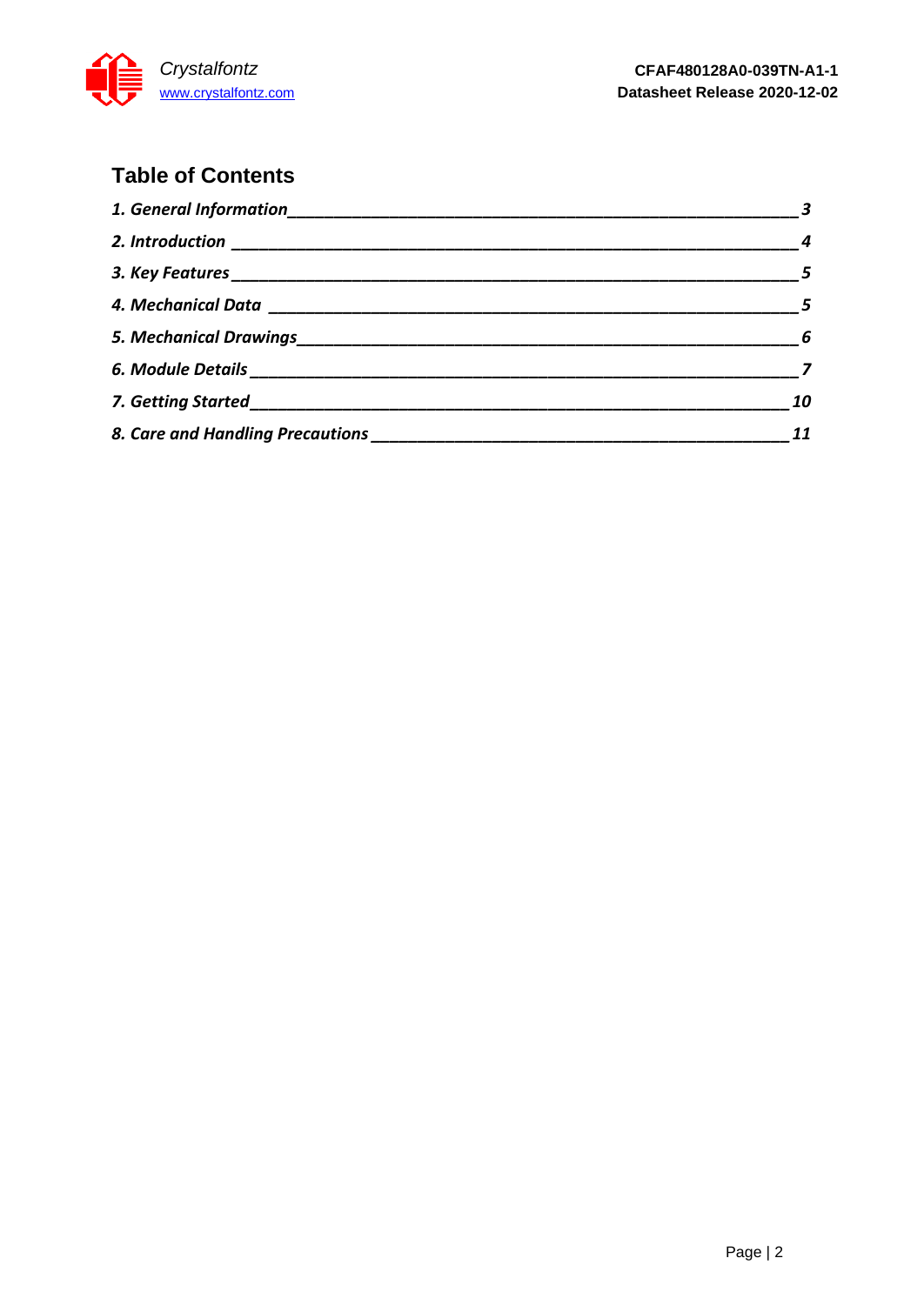## Table of Contents

*1. General Information* ___ *3*

*2. Introduction* ___ *4*

*3. Key Features* ___ *5*

*4. Mechanical Data* ___ *5*

*5. Mechanical Drawings* ___ *6*

*6. Module Details* ___ *7*

*7. Getting Started* ___ *10*

*8. Care and Handling Precautions* ___ *11*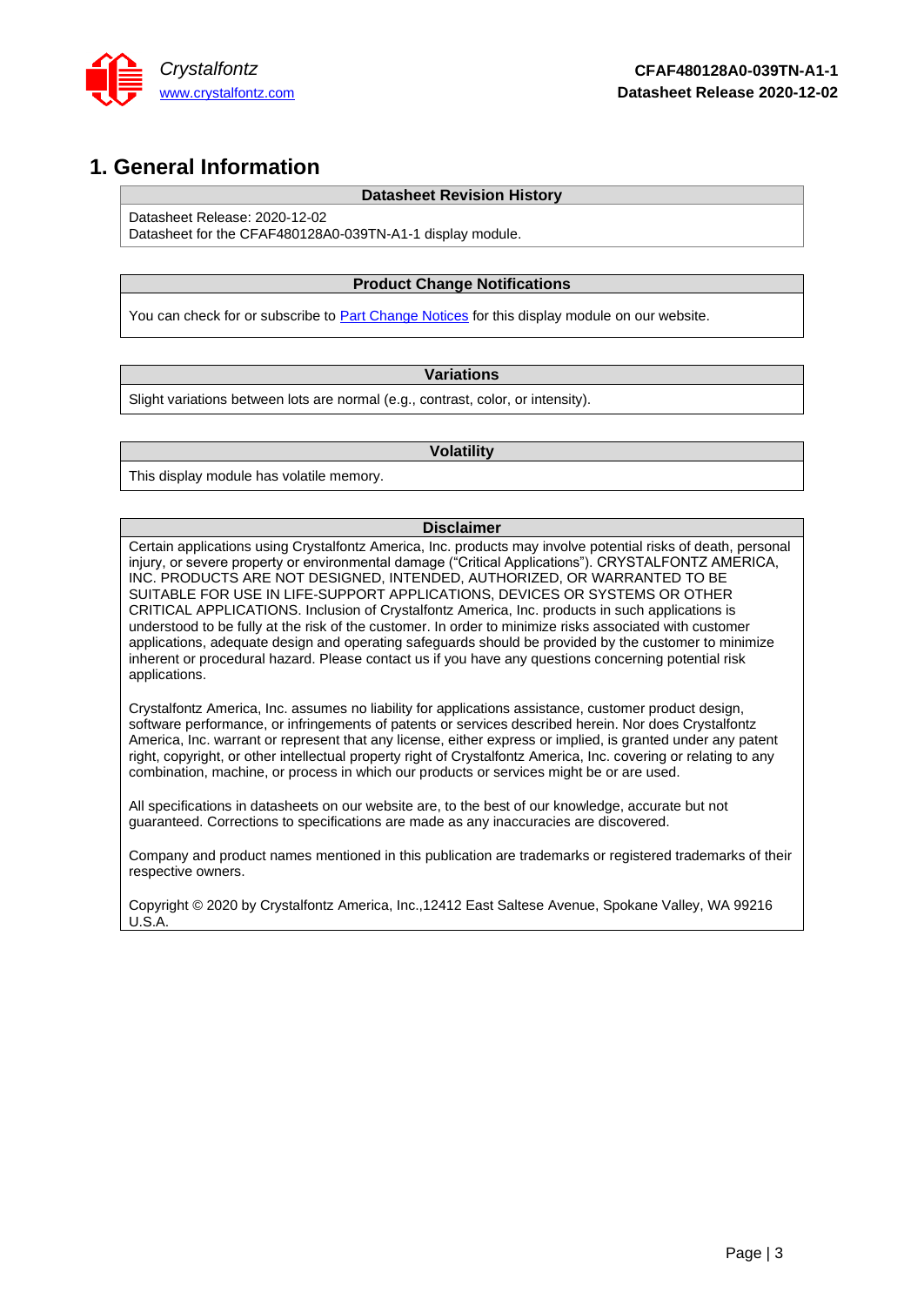# 1. General Information

| Datasheet Revision History |
|---|
| Datasheet Release: 2020-12-02<br>Datasheet for the CFAF480128A0-039TN-A1-1 display module. |

| Product Change Notifications |
|---|
| You can check for or subscribe to Part Change Notices for this display module on our website. |

| Variations |
|---|
| Slight variations between lots are normal (e.g., contrast, color, or intensity). |

| Volatility |
|---|
| This display module has volatile memory. |

**Disclaimer**

Certain applications using Crystalfontz America, Inc. products may involve potential risks of death, personal injury, or severe property or environmental damage ("Critical Applications"). CRYSTALFONTZ AMERICA, INC. PRODUCTS ARE NOT DESIGNED, INTENDED, AUTHORIZED, OR WARRANTED TO BE SUITABLE FOR USE IN LIFE-SUPPORT APPLICATIONS, DEVICES OR SYSTEMS OR OTHER CRITICAL APPLICATIONS. Inclusion of Crystalfontz America, Inc. products in such applications is understood to be fully at the risk of the customer. In order to minimize risks associated with customer applications, adequate design and operating safeguards should be provided by the customer to minimize inherent or procedural hazard. Please contact us if you have any questions concerning potential risk applications.

Crystalfontz America, Inc. assumes no liability for applications assistance, customer product design, software performance, or infringements of patents or services described herein. Nor does Crystalfontz America, Inc. warrant or represent that any license, either express or implied, is granted under any patent right, copyright, or other intellectual property right of Crystalfontz America, Inc. covering or relating to any combination, machine, or process in which our products or services might be or are used.

All specifications in datasheets on our website are, to the best of our knowledge, accurate but not guaranteed. Corrections to specifications are made as any inaccuracies are discovered.

Company and product names mentioned in this publication are trademarks or registered trademarks of their respective owners.

Copyright © 2020 by Crystalfontz America, Inc.,12412 East Saltese Avenue, Spokane Valley, WA 99216 U.S.A.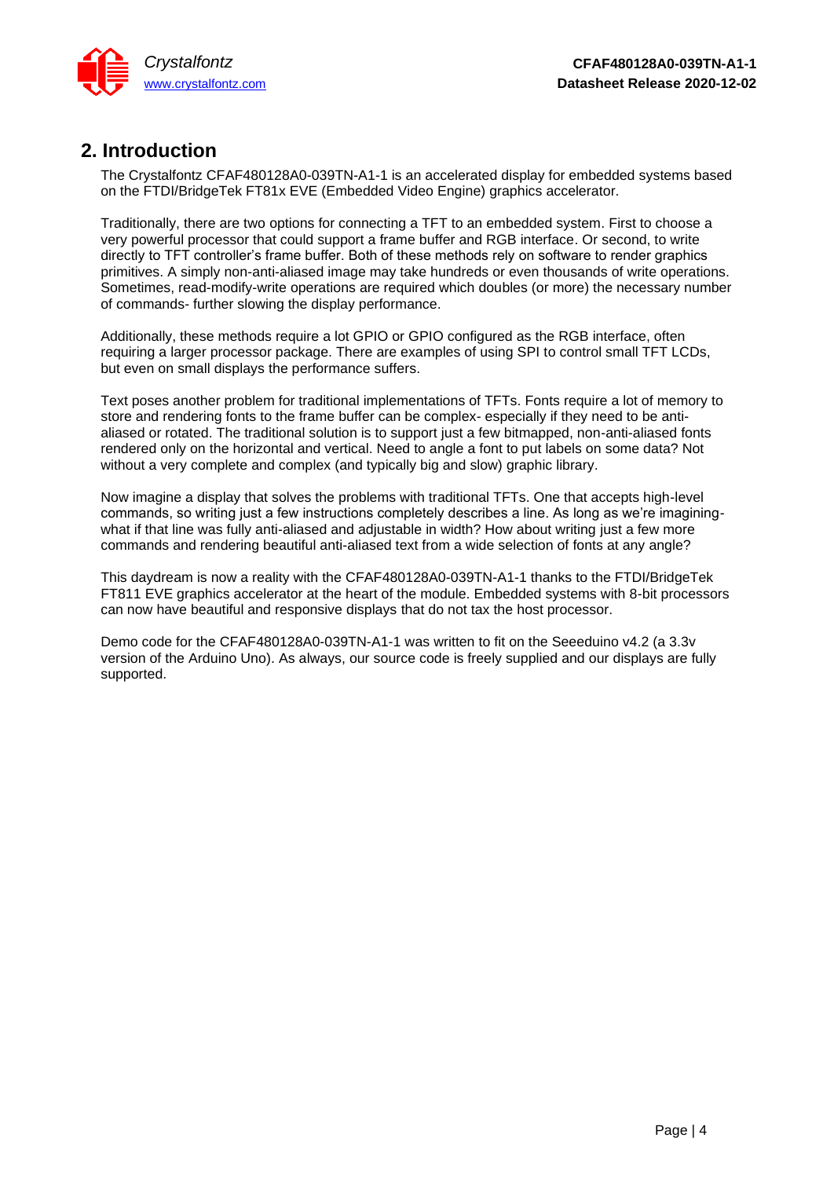## 2. Introduction

The Crystalfontz CFAF480128A0-039TN-A1-1 is an accelerated display for embedded systems based on the FTDI/BridgeTek FT81x EVE (Embedded Video Engine) graphics accelerator.

Traditionally, there are two options for connecting a TFT to an embedded system. First to choose a very powerful processor that could support a frame buffer and RGB interface. Or second, to write directly to TFT controller's frame buffer. Both of these methods rely on software to render graphics primitives. A simply non-anti-aliased image may take hundreds or even thousands of write operations. Sometimes, read-modify-write operations are required which doubles (or more) the necessary number of commands- further slowing the display performance.

Additionally, these methods require a lot GPIO or GPIO configured as the RGB interface, often requiring a larger processor package. There are examples of using SPI to control small TFT LCDs, but even on small displays the performance suffers.

Text poses another problem for traditional implementations of TFTs. Fonts require a lot of memory to store and rendering fonts to the frame buffer can be complex- especially if they need to be anti-aliased or rotated. The traditional solution is to support just a few bitmapped, non-anti-aliased fonts rendered only on the horizontal and vertical. Need to angle a font to put labels on some data? Not without a very complete and complex (and typically big and slow) graphic library.

Now imagine a display that solves the problems with traditional TFTs. One that accepts high-level commands, so writing just a few instructions completely describes a line. As long as we're imagining- what if that line was fully anti-aliased and adjustable in width? How about writing just a few more commands and rendering beautiful anti-aliased text from a wide selection of fonts at any angle?

This daydream is now a reality with the CFAF480128A0-039TN-A1-1 thanks to the FTDI/BridgeTek FT811 EVE graphics accelerator at the heart of the module. Embedded systems with 8-bit processors can now have beautiful and responsive displays that do not tax the host processor.

Demo code for the CFAF480128A0-039TN-A1-1 was written to fit on the Seeeduino v4.2 (a 3.3v version of the Arduino Uno). As always, our source code is freely supplied and our displays are fully supported.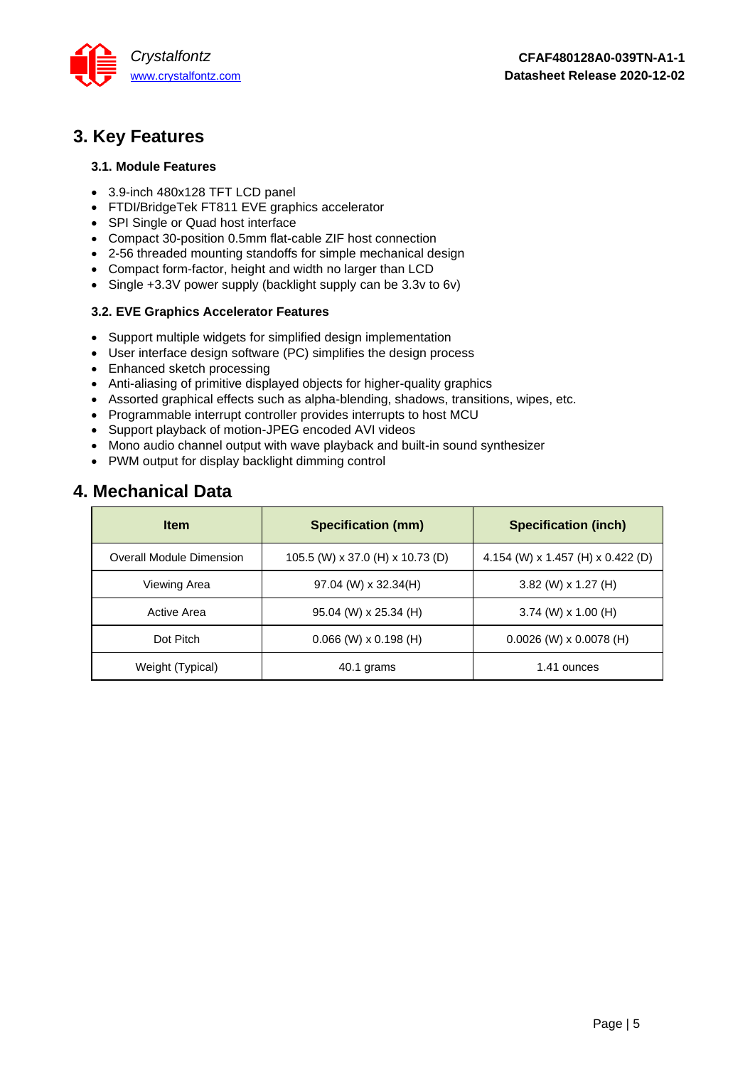# 3. Key Features

### 3.1. Module Features

- 3.9-inch 480x128 TFT LCD panel
- FTDI/BridgeTek FT811 EVE graphics accelerator
- SPI Single or Quad host interface
- Compact 30-position 0.5mm flat-cable ZIF host connection
- 2-56 threaded mounting standoffs for simple mechanical design
- Compact form-factor, height and width no larger than LCD
- Single +3.3V power supply (backlight supply can be 3.3v to 6v)

### 3.2. EVE Graphics Accelerator Features

- Support multiple widgets for simplified design implementation
- User interface design software (PC) simplifies the design process
- Enhanced sketch processing
- Anti-aliasing of primitive displayed objects for higher-quality graphics
- Assorted graphical effects such as alpha-blending, shadows, transitions, wipes, etc.
- Programmable interrupt controller provides interrupts to host MCU
- Support playback of motion-JPEG encoded AVI videos
- Mono audio channel output with wave playback and built-in sound synthesizer
- PWM output for display backlight dimming control

# 4. Mechanical Data

| Item | Specification (mm) | Specification (inch) |
|---|---|---|
| Overall Module Dimension | 105.5 (W) x 37.0 (H) x 10.73 (D) | 4.154 (W) x 1.457 (H) x 0.422 (D) |
| Viewing Area | 97.04 (W) x 32.34(H) | 3.82 (W) x 1.27 (H) |
| Active Area | 95.04 (W) x 25.34 (H) | 3.74 (W) x 1.00 (H) |
| Dot Pitch | 0.066 (W) x 0.198 (H) | 0.0026 (W) x 0.0078 (H) |
| Weight (Typical) | 40.1 grams | 1.41 ounces |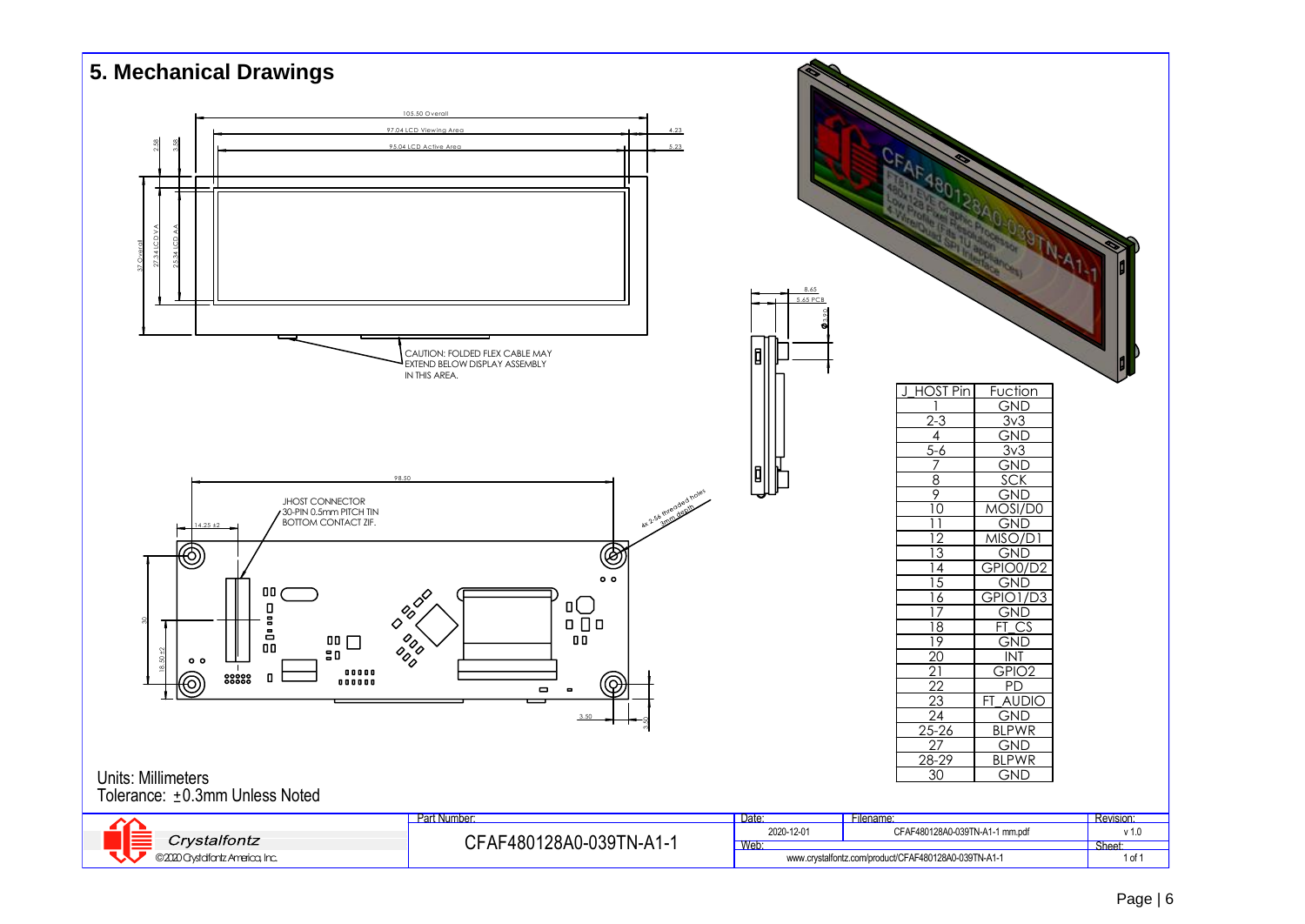## 5. Mechanical Drawings

105.50 Overall

97.04 LCD Viewing Area

95.04 LCD Active Area

4.23

5.23

2.58

3.58

37 Overall

27.34 LCD VA

25.34 LCD AA

CAUTION: FOLDED FLEX CABLE MAY EXTEND BELOW DISPLAY ASSEMBLY IN THIS AREA.

8.65

5.65 PCB

3.90

98.50

JHOST CONNECTOR 30-PIN 0.5mm PITCH TIN BOTTOM CONTACT ZIF.

14.25 ±2

4x 2-56 threaded holes 3mm depth

30

18.50 ±2

3.50

3.50

| J_HOST Pin | Fuction |
|---|---|
| 1 | GND |
| 2-3 | 3v3 |
| 4 | GND |
| 5-6 | 3v3 |
| 7 | GND |
| 8 | SCK |
| 9 | GND |
| 10 | MOSI/D0 |
| 11 | GND |
| 12 | MISO/D1 |
| 13 | GND |
| 14 | GPIO0/D2 |
| 15 | GND |
| 16 | GPIO1/D3 |
| 17 | GND |
| 18 | FT_CS |
| 19 | GND |
| 20 | INT |
| 21 | GPIO2 |
| 22 | PD |
| 23 | FT_AUDIO |
| 24 | GND |
| 25-26 | BLPWR |
| 27 | GND |
| 28-29 | BLPWR |
| 30 | GND |

Units: Millimeters

Tolerance: ±0.3mm Unless Noted

| Crystalfontz © 2020 Crystalfontz America, Inc. | Part Number: CFAF480128A0-039TN-A1-1 | Date: 2020-12-01 | Filename: CFAF480128A0-039TN-A1-1 mm.pdf | Revision: v 1.0 |
|---|---|---|---|---|
| | | Web: www.crystalfontz.com/product/CFAF480128A0-039TN-A1-1 | | Sheet: 1 of 1 |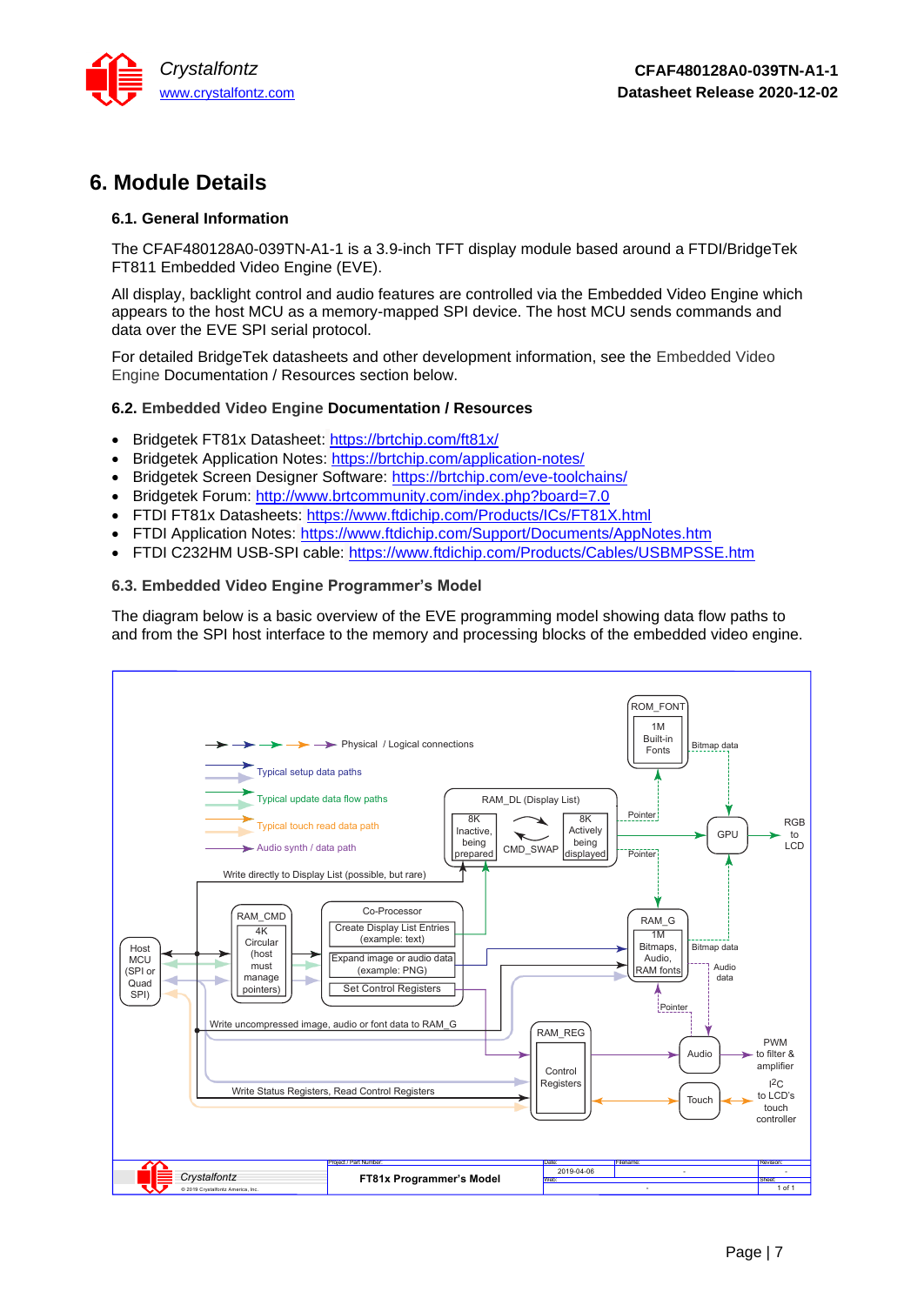# 6. Module Details

## 6.1. General Information

The CFAF480128A0-039TN-A1-1 is a 3.9-inch TFT display module based around a FTDI/BridgeTek FT811 Embedded Video Engine (EVE).

All display, backlight control and audio features are controlled via the Embedded Video Engine which appears to the host MCU as a memory-mapped SPI device. The host MCU sends commands and data over the EVE SPI serial protocol.

For detailed BridgeTek datasheets and other development information, see the Embedded Video Engine Documentation / Resources section below.

## 6.2. Embedded Video Engine Documentation / Resources

- Bridgetek FT81x Datasheet: https://brtchip.com/ft81x/
- Bridgetek Application Notes: https://brtchip.com/application-notes/
- Bridgetek Screen Designer Software: https://brtchip.com/eve-toolchains/
- Bridgetek Forum: http://www.brtcommunity.com/index.php?board=7.0
- FTDI FT81x Datasheets: https://www.ftdichip.com/Products/ICs/FT81X.html
- FTDI Application Notes: https://www.ftdichip.com/Support/Documents/AppNotes.htm
- FTDI C232HM USB-SPI cable: https://www.ftdichip.com/Products/Cables/USBMPSSE.htm

## 6.3. Embedded Video Engine Programmer's Model

The diagram below is a basic overview of the EVE programming model showing data flow paths to and from the SPI host interface to the memory and processing blocks of the embedded video engine.

Physical / Logical connections
Typical setup data paths
Typical update data flow paths
Typical touch read data path
Audio synth / data path

ROM_FONT: 1M Built-in Fonts — Bitmap data
RAM_DL (Display List): 8K Inactive, being prepared — CMD_SWAP — 8K Actively being displayed — Pointer
GPU — RGB to LCD
Write directly to Display List (possible, but rare)
Host MCU (SPI or Quad SPI)
RAM_CMD: 4K Circular (host must manage pointers)
Co-Processor: Create Display List Entries (example: text); Expand image or audio data (example: PNG); Set Control Registers
RAM_G: 1M Bitmaps, Audio, RAM fonts — Bitmap data — Audio data — Pointer
Write uncompressed image, audio or font data to RAM_G
RAM_REG: Control Registers
Audio — PWM to filter & amplifier
Touch — I2C to LCD's touch controller
Write Status Registers, Read Control Registers

FT81x Programmer's Model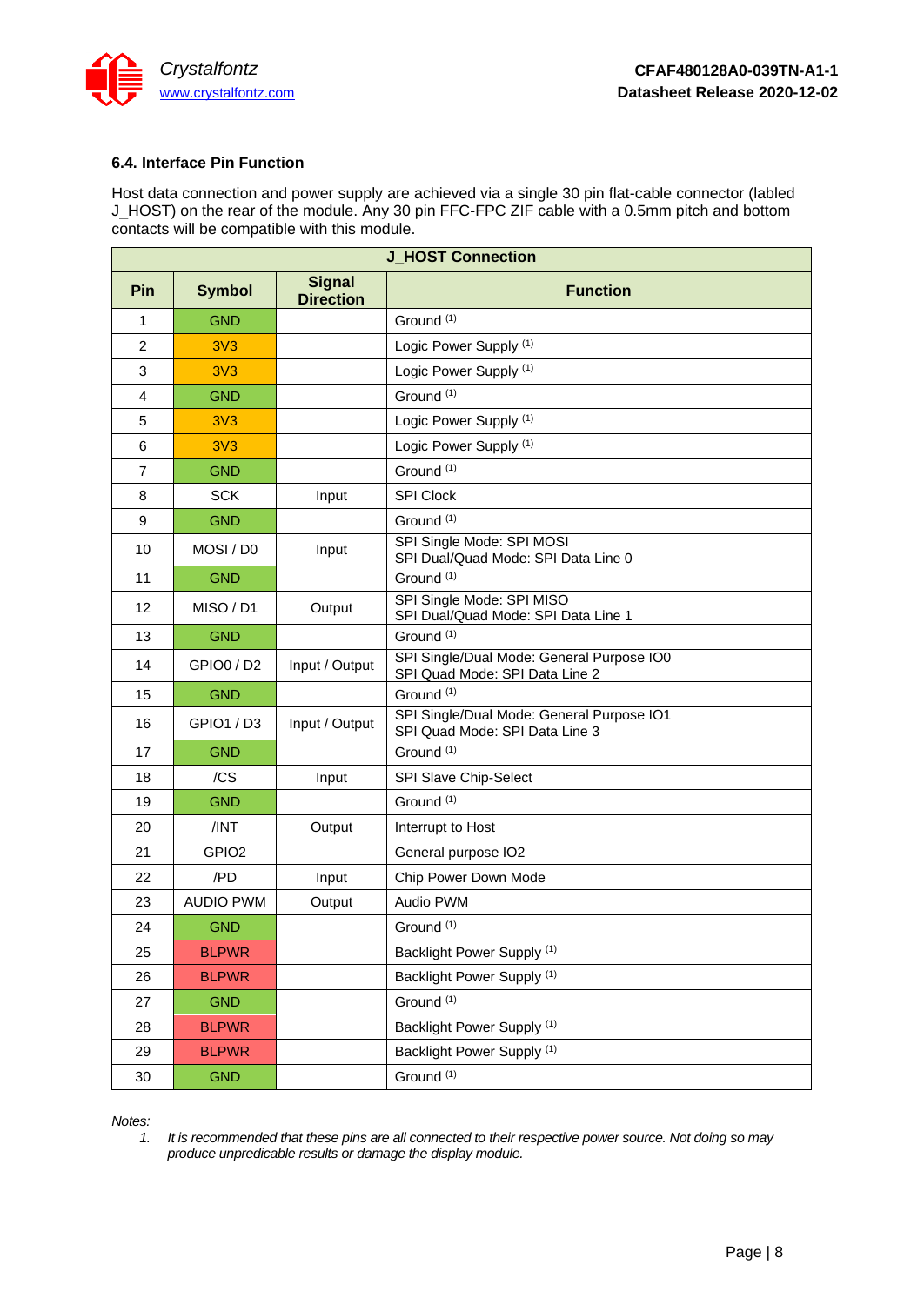### 6.4. Interface Pin Function

Host data connection and power supply are achieved via a single 30 pin flat-cable connector (labled J_HOST) on the rear of the module. Any 30 pin FFC-FPC ZIF cable with a 0.5mm pitch and bottom contacts will be compatible with this module.

| J_HOST Connection | | | |
|---|---|---|---|
| **Pin** | **Symbol** | **Signal Direction** | **Function** |
| 1 | GND | | Ground (1) |
| 2 | 3V3 | | Logic Power Supply (1) |
| 3 | 3V3 | | Logic Power Supply (1) |
| 4 | GND | | Ground (1) |
| 5 | 3V3 | | Logic Power Supply (1) |
| 6 | 3V3 | | Logic Power Supply (1) |
| 7 | GND | | Ground (1) |
| 8 | SCK | Input | SPI Clock |
| 9 | GND | | Ground (1) |
| 10 | MOSI / D0 | Input | SPI Single Mode: SPI MOSI<br>SPI Dual/Quad Mode: SPI Data Line 0 |
| 11 | GND | | Ground (1) |
| 12 | MISO / D1 | Output | SPI Single Mode: SPI MISO<br>SPI Dual/Quad Mode: SPI Data Line 1 |
| 13 | GND | | Ground (1) |
| 14 | GPIO0 / D2 | Input / Output | SPI Single/Dual Mode: General Purpose IO0<br>SPI Quad Mode: SPI Data Line 2 |
| 15 | GND | | Ground (1) |
| 16 | GPIO1 / D3 | Input / Output | SPI Single/Dual Mode: General Purpose IO1<br>SPI Quad Mode: SPI Data Line 3 |
| 17 | GND | | Ground (1) |
| 18 | /CS | Input | SPI Slave Chip-Select |
| 19 | GND | | Ground (1) |
| 20 | /INT | Output | Interrupt to Host |
| 21 | GPIO2 | | General purpose IO2 |
| 22 | /PD | Input | Chip Power Down Mode |
| 23 | AUDIO PWM | Output | Audio PWM |
| 24 | GND | | Ground (1) |
| 25 | BLPWR | | Backlight Power Supply (1) |
| 26 | BLPWR | | Backlight Power Supply (1) |
| 27 | GND | | Ground (1) |
| 28 | BLPWR | | Backlight Power Supply (1) |
| 29 | BLPWR | | Backlight Power Supply (1) |
| 30 | GND | | Ground (1) |

*Notes:*

1. *It is recommended that these pins are all connected to their respective power source. Not doing so may produce unpredicable results or damage the display module.*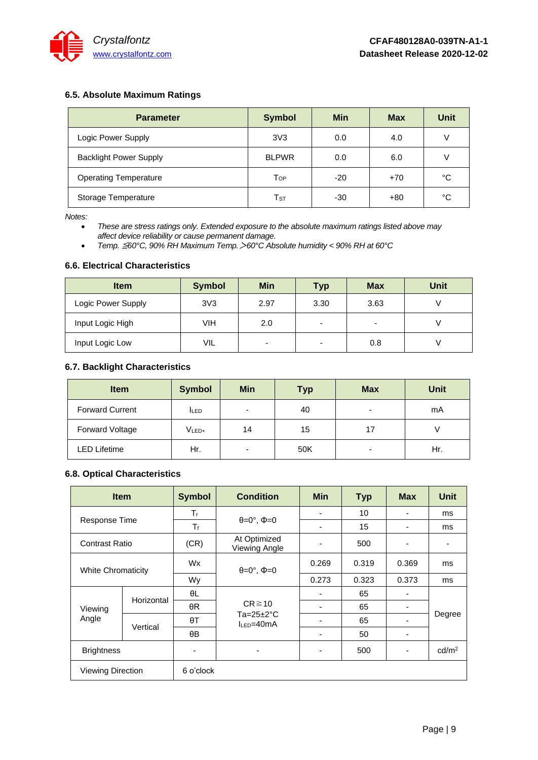### 6.5. Absolute Maximum Ratings

| Parameter | Symbol | Min | Max | Unit |
|---|---|---|---|---|
| Logic Power Supply | 3V3 | 0.0 | 4.0 | V |
| Backlight Power Supply | BLPWR | 0.0 | 6.0 | V |
| Operating Temperature | $T_{OP}$ | -20 | +70 | °C |
| Storage Temperature | $T_{ST}$ | -30 | +80 | °C |

*Notes:*

- *These are stress ratings only. Extended exposure to the absolute maximum ratings listed above may affect device reliability or cause permanent damage.*
- *Temp. ≦60°C, 90% RH Maximum Temp. ＞60°C Absolute humidity < 90% RH at 60°C*

### 6.6. Electrical Characteristics

| Item | Symbol | Min | Typ | Max | Unit |
|---|---|---|---|---|---|
| Logic Power Supply | 3V3 | 2.97 | 3.30 | 3.63 | V |
| Input Logic High | VIH | 2.0 | - | - | V |
| Input Logic Low | VIL | - | - | 0.8 | V |

### 6.7. Backlight Characteristics

| Item | Symbol | Min | Typ | Max | Unit |
|---|---|---|---|---|---|
| Forward Current | $I_{LED}$ | - | 40 | - | mA |
| Forward Voltage | $V_{LED+}$ | 14 | 15 | 17 | V |
| LED Lifetime | Hr. | - | 50K | - | Hr. |

### 6.8. Optical Characteristics

| Item | | Symbol | Condition | Min | Typ | Max | Unit |
|---|---|---|---|---|---|---|---|
| Response Time | | $T_r$ | θ=0°, Φ=0 | - | 10 | - | ms |
| | | $T_f$ | | - | 15 | - | ms |
| Contrast Ratio | | (CR) | At Optimized Viewing Angle | - | 500 | - | - |
| White Chromaticity | | Wx | θ=0°, Φ=0 | 0.269 | 0.319 | 0.369 | ms |
| | | Wy | | 0.273 | 0.323 | 0.373 | ms |
| Viewing Angle | Horizontal | θL | CR≧10 Ta=25±2°C $I_{LED}$=40mA | - | 65 | - | Degree |
| | | θR | | - | 65 | - | |
| | Vertical | θT | | - | 65 | - | |
| | | θB | | - | 50 | - | |
| Brightness | | - | - | - | 500 | - | cd/m$^2$ |
| Viewing Direction | | 6 o'clock | | | | | |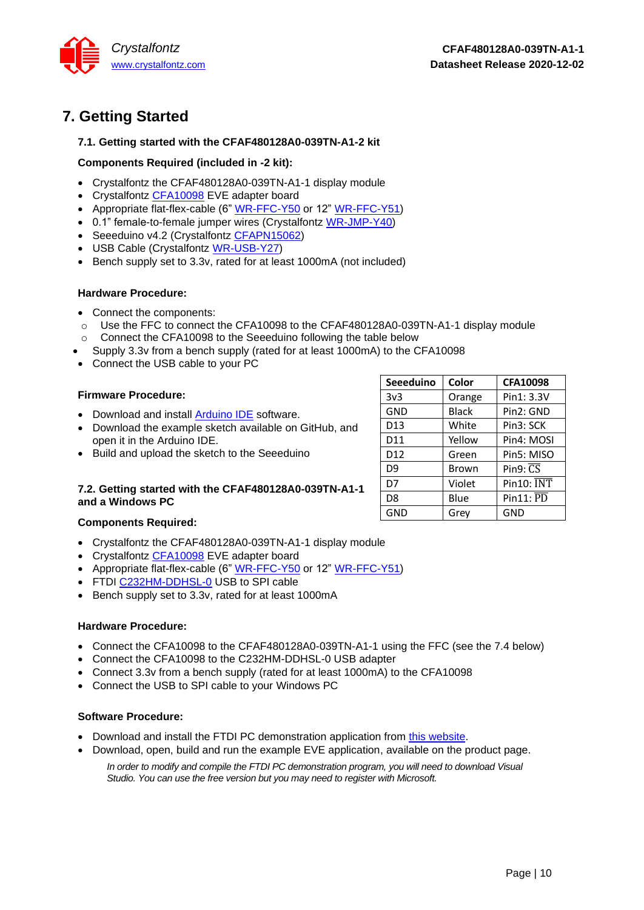# 7. Getting Started

### 7.1. Getting started with the CFAF480128A0-039TN-A1-2 kit

**Components Required (included in -2 kit):**

- Crystalfontz the CFAF480128A0-039TN-A1-1 display module
- Crystalfontz CFA10098 EVE adapter board
- Appropriate flat-flex-cable (6" WR-FFC-Y50 or 12" WR-FFC-Y51)
- 0.1" female-to-female jumper wires (Crystalfontz WR-JMP-Y40)
- Seeeduino v4.2 (Crystalfontz CFAPN15062)
- USB Cable (Crystalfontz WR-USB-Y27)
- Bench supply set to 3.3v, rated for at least 1000mA (not included)

**Hardware Procedure:**

- Connect the components:
  - Use the FFC to connect the CFA10098 to the CFAF480128A0-039TN-A1-1 display module
  - Connect the CFA10098 to the Seeeduino following the table below
- Supply 3.3v from a bench supply (rated for at least 1000mA) to the CFA10098
- Connect the USB cable to your PC

| Seeeduino | Color | CFA10098 |
|---|---|---|
| 3v3 | Orange | Pin1: 3.3V |
| GND | Black | Pin2: GND |
| D13 | White | Pin3: SCK |
| D11 | Yellow | Pin4: MOSI |
| D12 | Green | Pin5: MISO |
| D9 | Brown | Pin9: $\overline{CS}$ |
| D7 | Violet | Pin10: $\overline{INT}$ |
| D8 | Blue | Pin11: $\overline{PD}$ |
| GND | Grey | GND |

**Firmware Procedure:**

- Download and install Arduino IDE software.
- Download the example sketch available on GitHub, and open it in the Arduino IDE.
- Build and upload the sketch to the Seeeduino

### 7.2. Getting started with the CFAF480128A0-039TN-A1-1 and a Windows PC

**Components Required:**

- Crystalfontz the CFAF480128A0-039TN-A1-1 display module
- Crystalfontz CFA10098 EVE adapter board
- Appropriate flat-flex-cable (6" WR-FFC-Y50 or 12" WR-FFC-Y51)
- FTDI C232HM-DDHSL-0 USB to SPI cable
- Bench supply set to 3.3v, rated for at least 1000mA

**Hardware Procedure:**

- Connect the CFA10098 to the CFAF480128A0-039TN-A1-1 using the FFC (see the 7.4 below)
- Connect the CFA10098 to the C232HM-DDHSL-0 USB adapter
- Connect 3.3v from a bench supply (rated for at least 1000mA) to the CFA10098
- Connect the USB to SPI cable to your Windows PC

**Software Procedure:**

- Download and install the FTDI PC demonstration application from this website.
- Download, open, build and run the example EVE application, available on the product page.

  *In order to modify and compile the FTDI PC demonstration program, you will need to download Visual Studio. You can use the free version but you may need to register with Microsoft.*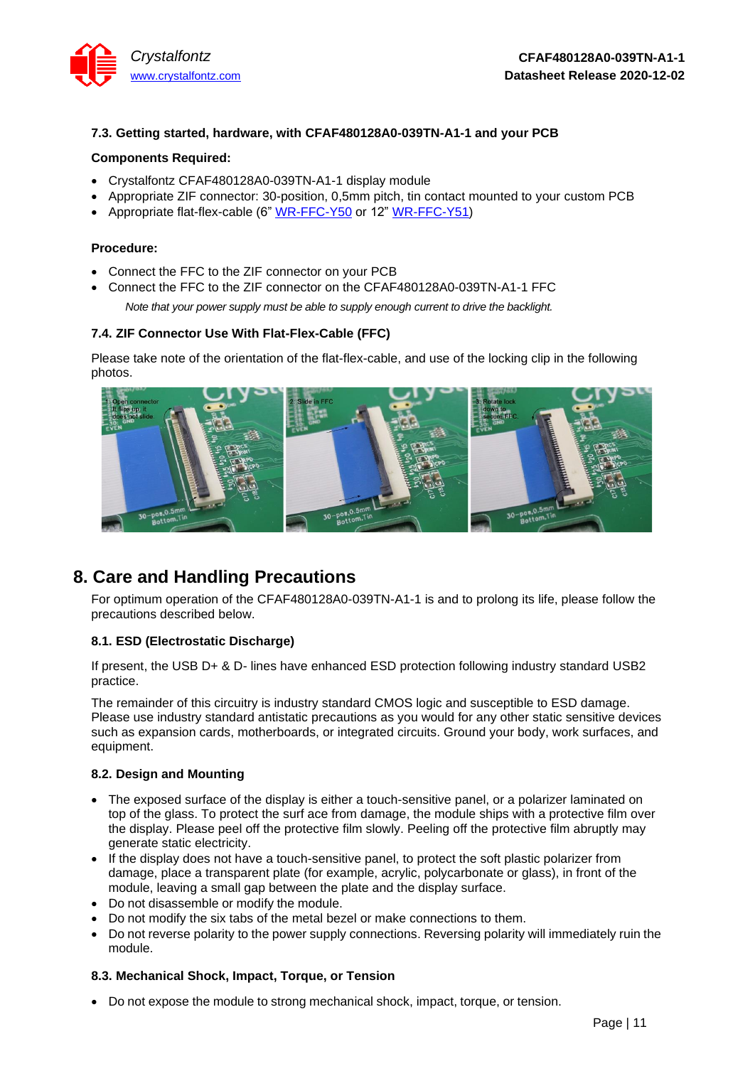### 7.3. Getting started, hardware, with CFAF480128A0-039TN-A1-1 and your PCB

**Components Required:**

- Crystalfontz CFAF480128A0-039TN-A1-1 display module
- Appropriate ZIF connector: 30-position, 0,5mm pitch, tin contact mounted to your custom PCB
- Appropriate flat-flex-cable (6” WR-FFC-Y50 or 12” WR-FFC-Y51)

**Procedure:**

- Connect the FFC to the ZIF connector on your PCB
- Connect the FFC to the ZIF connector on the CFAF480128A0-039TN-A1-1 FFC

*Note that your power supply must be able to supply enough current to drive the backlight.*

### 7.4. ZIF Connector Use With Flat-Flex-Cable (FFC)

Please take note of the orientation of the flat-flex-cable, and use of the locking clip in the following photos.

## 8. Care and Handling Precautions

For optimum operation of the CFAF480128A0-039TN-A1-1 is and to prolong its life, please follow the precautions described below.

### 8.1. ESD (Electrostatic Discharge)

If present, the USB D+ & D- lines have enhanced ESD protection following industry standard USB2 practice.

The remainder of this circuitry is industry standard CMOS logic and susceptible to ESD damage. Please use industry standard antistatic precautions as you would for any other static sensitive devices such as expansion cards, motherboards, or integrated circuits. Ground your body, work surfaces, and equipment.

### 8.2. Design and Mounting

- The exposed surface of the display is either a touch-sensitive panel, or a polarizer laminated on top of the glass. To protect the surf ace from damage, the module ships with a protective film over the display. Please peel off the protective film slowly. Peeling off the protective film abruptly may generate static electricity.
- If the display does not have a touch-sensitive panel, to protect the soft plastic polarizer from damage, place a transparent plate (for example, acrylic, polycarbonate or glass), in front of the module, leaving a small gap between the plate and the display surface.
- Do not disassemble or modify the module.
- Do not modify the six tabs of the metal bezel or make connections to them.
- Do not reverse polarity to the power supply connections. Reversing polarity will immediately ruin the module.

### 8.3. Mechanical Shock, Impact, Torque, or Tension

- Do not expose the module to strong mechanical shock, impact, torque, or tension.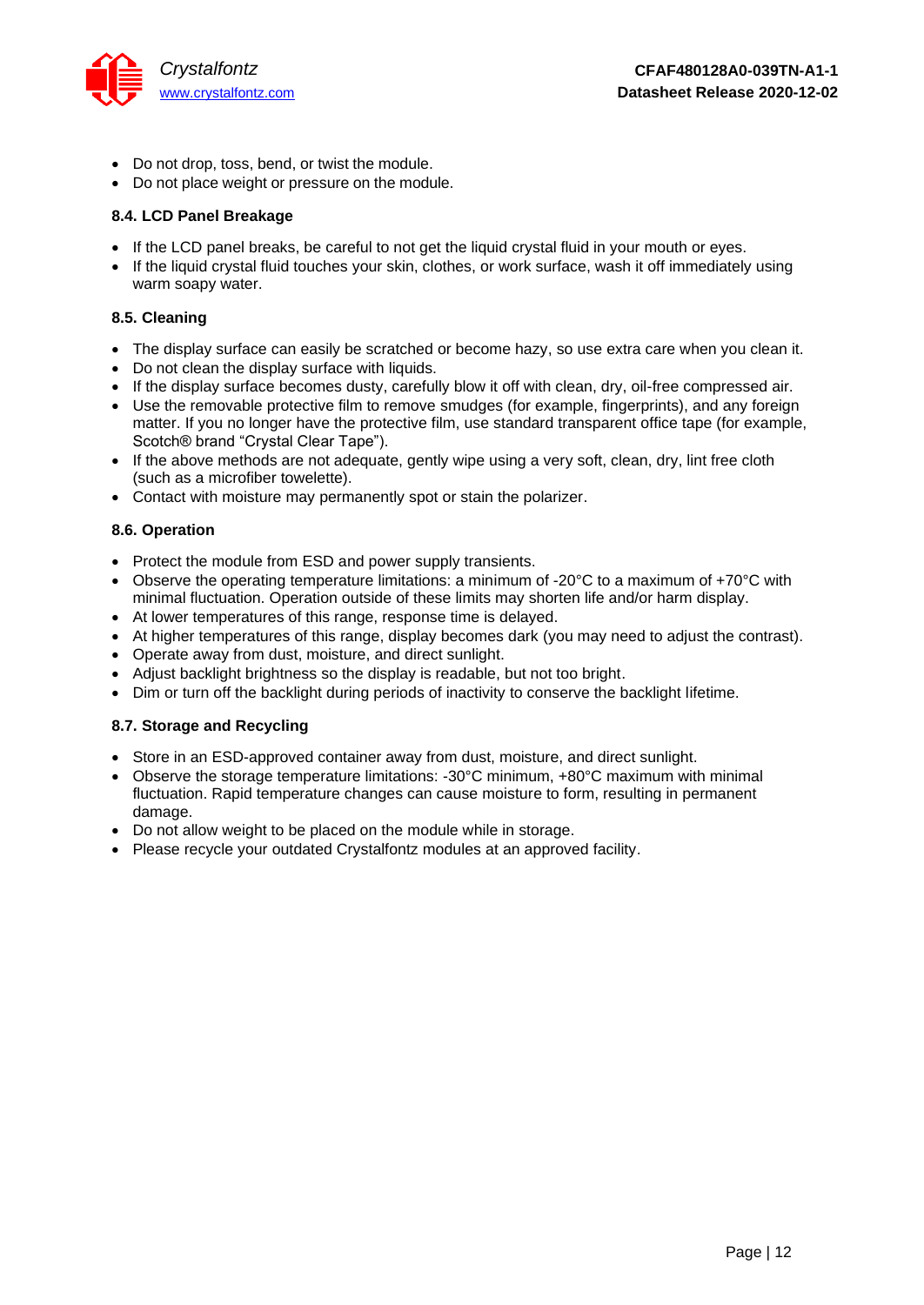- Do not drop, toss, bend, or twist the module.
- Do not place weight or pressure on the module.

### 8.4. LCD Panel Breakage

- If the LCD panel breaks, be careful to not get the liquid crystal fluid in your mouth or eyes.
- If the liquid crystal fluid touches your skin, clothes, or work surface, wash it off immediately using warm soapy water.

### 8.5. Cleaning

- The display surface can easily be scratched or become hazy, so use extra care when you clean it.
- Do not clean the display surface with liquids.
- If the display surface becomes dusty, carefully blow it off with clean, dry, oil-free compressed air.
- Use the removable protective film to remove smudges (for example, fingerprints), and any foreign matter. If you no longer have the protective film, use standard transparent office tape (for example, Scotch® brand "Crystal Clear Tape").
- If the above methods are not adequate, gently wipe using a very soft, clean, dry, lint free cloth (such as a microfiber towelette).
- Contact with moisture may permanently spot or stain the polarizer.

### 8.6. Operation

- Protect the module from ESD and power supply transients.
- Observe the operating temperature limitations: a minimum of -20°C to a maximum of +70°C with minimal fluctuation. Operation outside of these limits may shorten life and/or harm display.
- At lower temperatures of this range, response time is delayed.
- At higher temperatures of this range, display becomes dark (you may need to adjust the contrast).
- Operate away from dust, moisture, and direct sunlight.
- Adjust backlight brightness so the display is readable, but not too bright.
- Dim or turn off the backlight during periods of inactivity to conserve the backlight lifetime.

### 8.7. Storage and Recycling

- Store in an ESD-approved container away from dust, moisture, and direct sunlight.
- Observe the storage temperature limitations: -30°C minimum, +80°C maximum with minimal fluctuation. Rapid temperature changes can cause moisture to form, resulting in permanent damage.
- Do not allow weight to be placed on the module while in storage.
- Please recycle your outdated Crystalfontz modules at an approved facility.